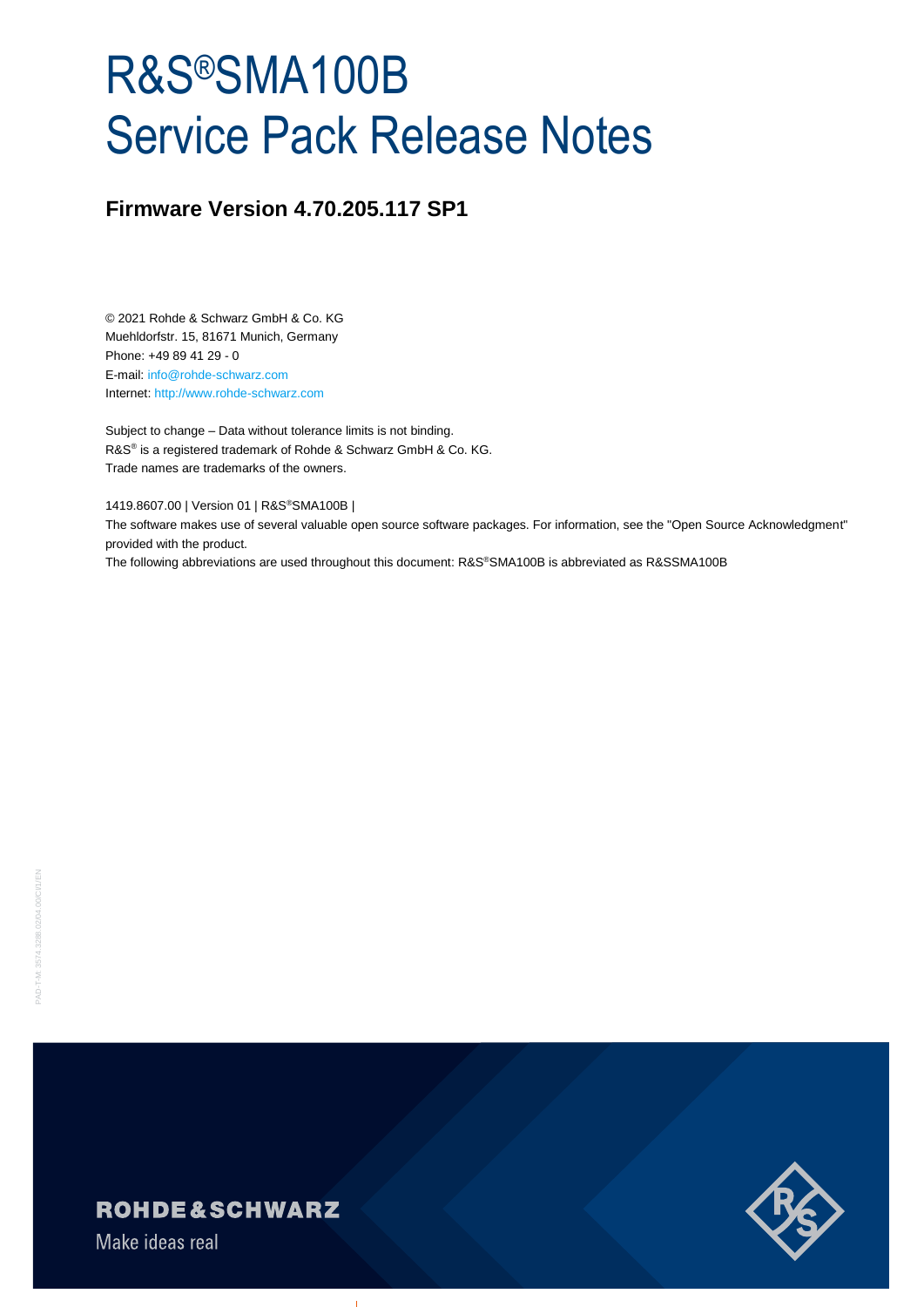# R&S®SMA100B Service Pack Release Notes

## Firmware Version 4.70.205.117 SP1

© 2021 Rohde & Schwarz GmbH & Co. KG
Muehldorfstr. 15, 81671 Munich, Germany
Phone: +49 89 41 29 - 0
E-mail: info@rohde-schwarz.com
Internet: http://www.rohde-schwarz.com

Subject to change – Data without tolerance limits is not binding.
R&S® is a registered trademark of Rohde & Schwarz GmbH & Co. KG.
Trade names are trademarks of the owners.

1419.8607.00 | Version 01 | R&S®SMA100B |
The software makes use of several valuable open source software packages. For information, see the "Open Source Acknowledgment" provided with the product.
The following abbreviations are used throughout this document: R&S®SMA100B is abbreviated as R&SSMA100B

PAD-T-M: 3574.3288.02/04.00/CI/1/EN

ROHDE&SCHWARZ

Make ideas real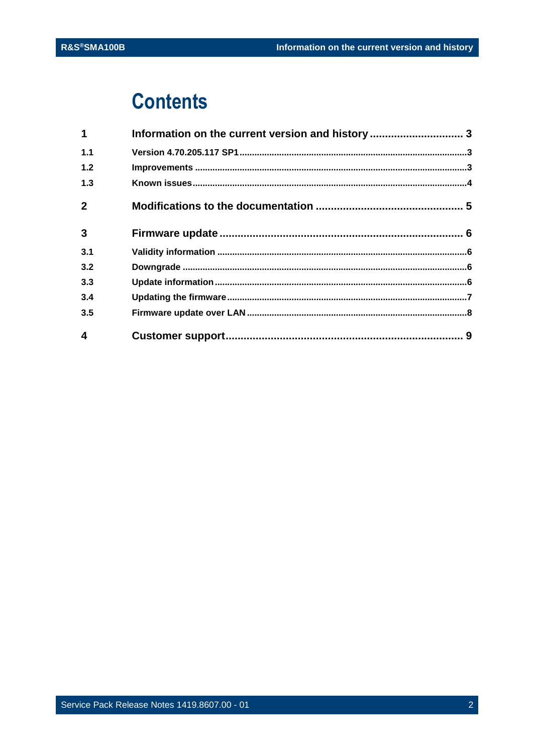# Contents

| | | |
|---|---|---|
| **1** | **Information on the current version and history** | **3** |
| 1.1 | Version 4.70.205.117 SP1 | 3 |
| 1.2 | Improvements | 3 |
| 1.3 | Known issues | 4 |
| **2** | **Modifications to the documentation** | **5** |
| **3** | **Firmware update** | **6** |
| 3.1 | Validity information | 6 |
| 3.2 | Downgrade | 6 |
| 3.3 | Update information | 6 |
| 3.4 | Updating the firmware | 7 |
| 3.5 | Firmware update over LAN | 8 |
| **4** | **Customer support** | **9** |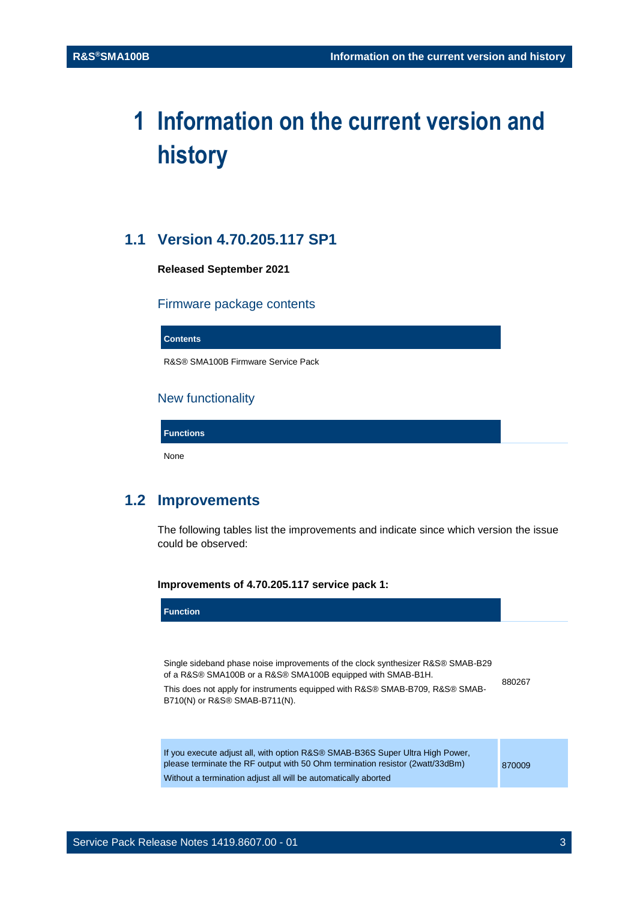# 1 Information on the current version and history

## 1.1 Version 4.70.205.117 SP1

**Released September 2021**

### Firmware package contents

| Contents |
|---|
| R&S® SMA100B Firmware Service Pack |

### New functionality

| Functions | |
|---|---|
| None | |

## 1.2 Improvements

The following tables list the improvements and indicate since which version the issue could be observed:

**Improvements of 4.70.205.117 service pack 1:**

| Function | |
|---|---|
| Single sideband phase noise improvements of the clock synthesizer R&S® SMAB-B29 of a R&S® SMA100B or a R&S® SMA100B equipped with SMAB-B1H.<br>This does not apply for instruments equipped with R&S® SMAB-B709, R&S® SMAB-B710(N) or R&S® SMAB-B711(N). | 880267 |
| If you execute adjust all, with option R&S® SMAB-B36S Super Ultra High Power, please terminate the RF output with 50 Ohm termination resistor (2watt/33dBm)<br>Without a termination adjust all will be automatically aborted | 870009 |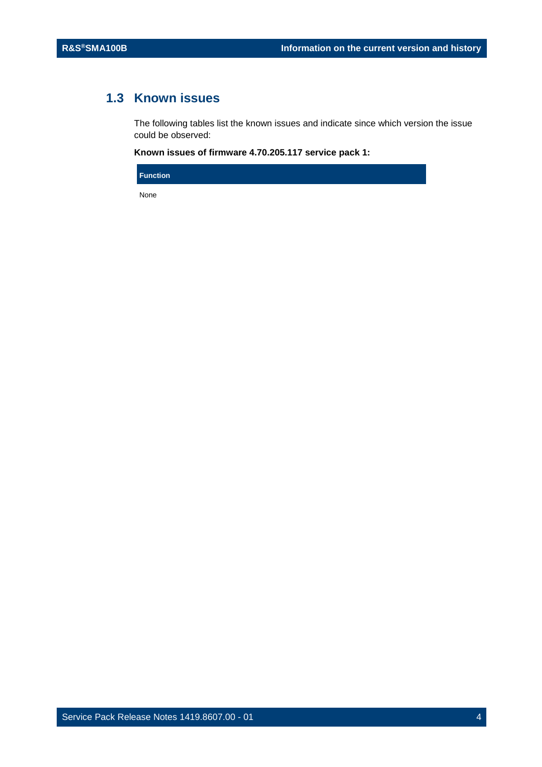## 1.3 Known issues

The following tables list the known issues and indicate since which version the issue could be observed:

**Known issues of firmware 4.70.205.117 service pack 1:**

| Function |
| --- |
| None |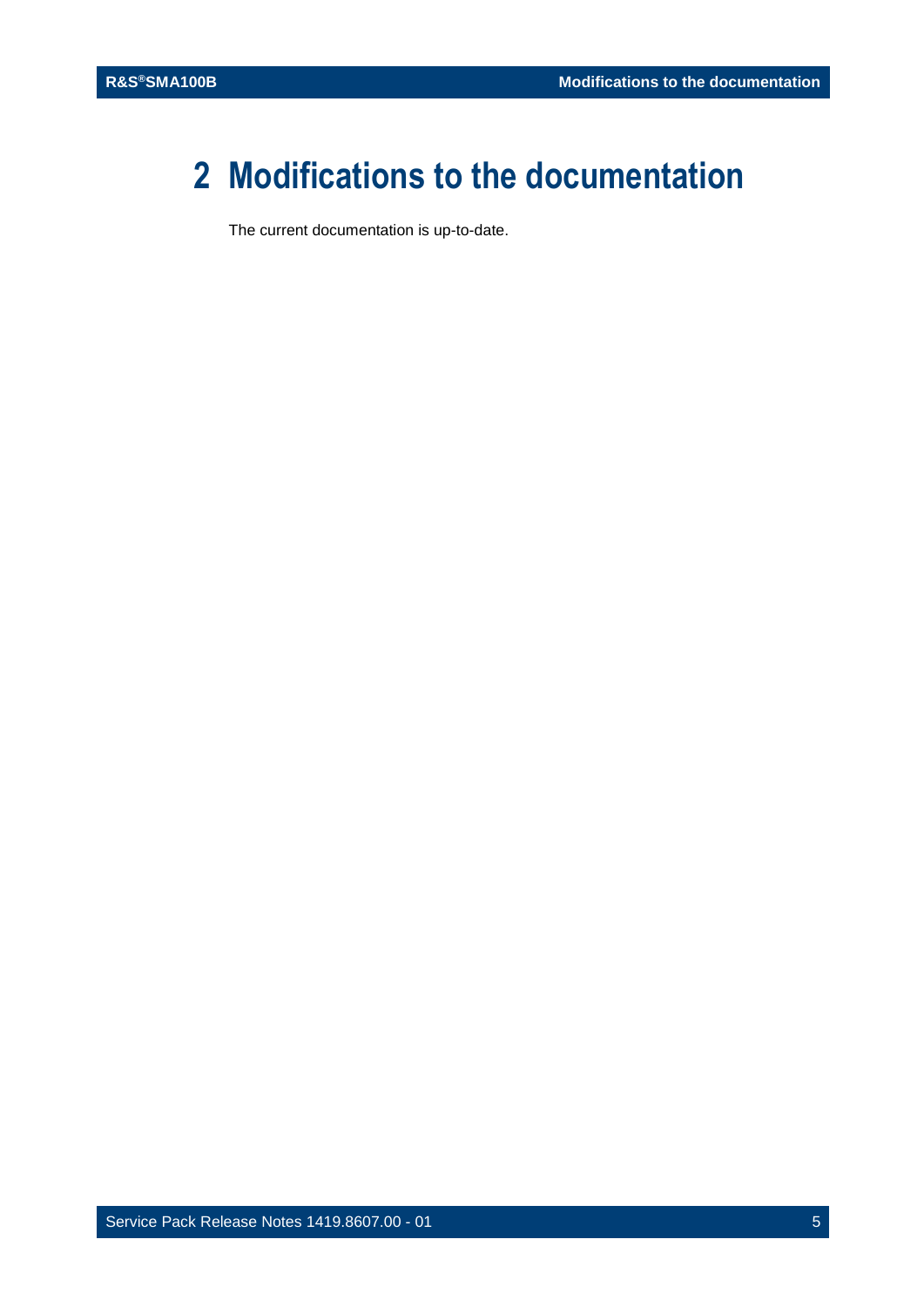# 2 Modifications to the documentation

The current documentation is up-to-date.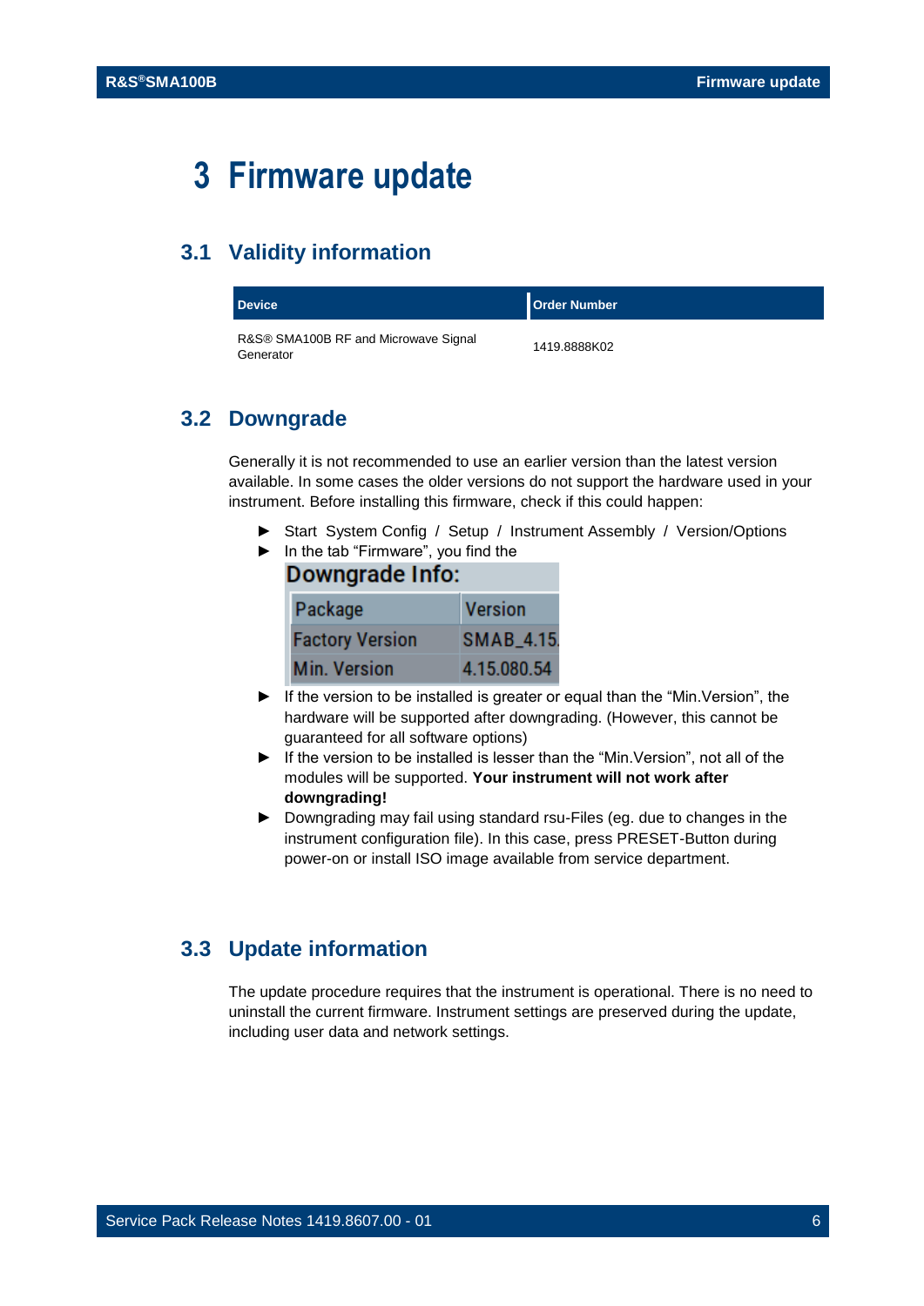# 3 Firmware update

## 3.1 Validity information

| Device | Order Number |
|---|---|
| R&S® SMA100B RF and Microwave Signal Generator | 1419.8888K02 |

## 3.2 Downgrade

Generally it is not recommended to use an earlier version than the latest version available. In some cases the older versions do not support the hardware used in your instrument. Before installing this firmware, check if this could happen:

- Start System Config / Setup / Instrument Assembly / Version/Options
- In the tab "Firmware", you find the

**Downgrade Info:**

| Package | Version |
|---|---|
| Factory Version | SMAB_4.15. |
| Min. Version | 4.15.080.54 |

- If the version to be installed is greater or equal than the "Min.Version", the hardware will be supported after downgrading. (However, this cannot be guaranteed for all software options)
- If the version to be installed is lesser than the "Min.Version", not all of the modules will be supported. **Your instrument will not work after downgrading!**
- Downgrading may fail using standard rsu-Files (eg. due to changes in the instrument configuration file). In this case, press PRESET-Button during power-on or install ISO image available from service department.

## 3.3 Update information

The update procedure requires that the instrument is operational. There is no need to uninstall the current firmware. Instrument settings are preserved during the update, including user data and network settings.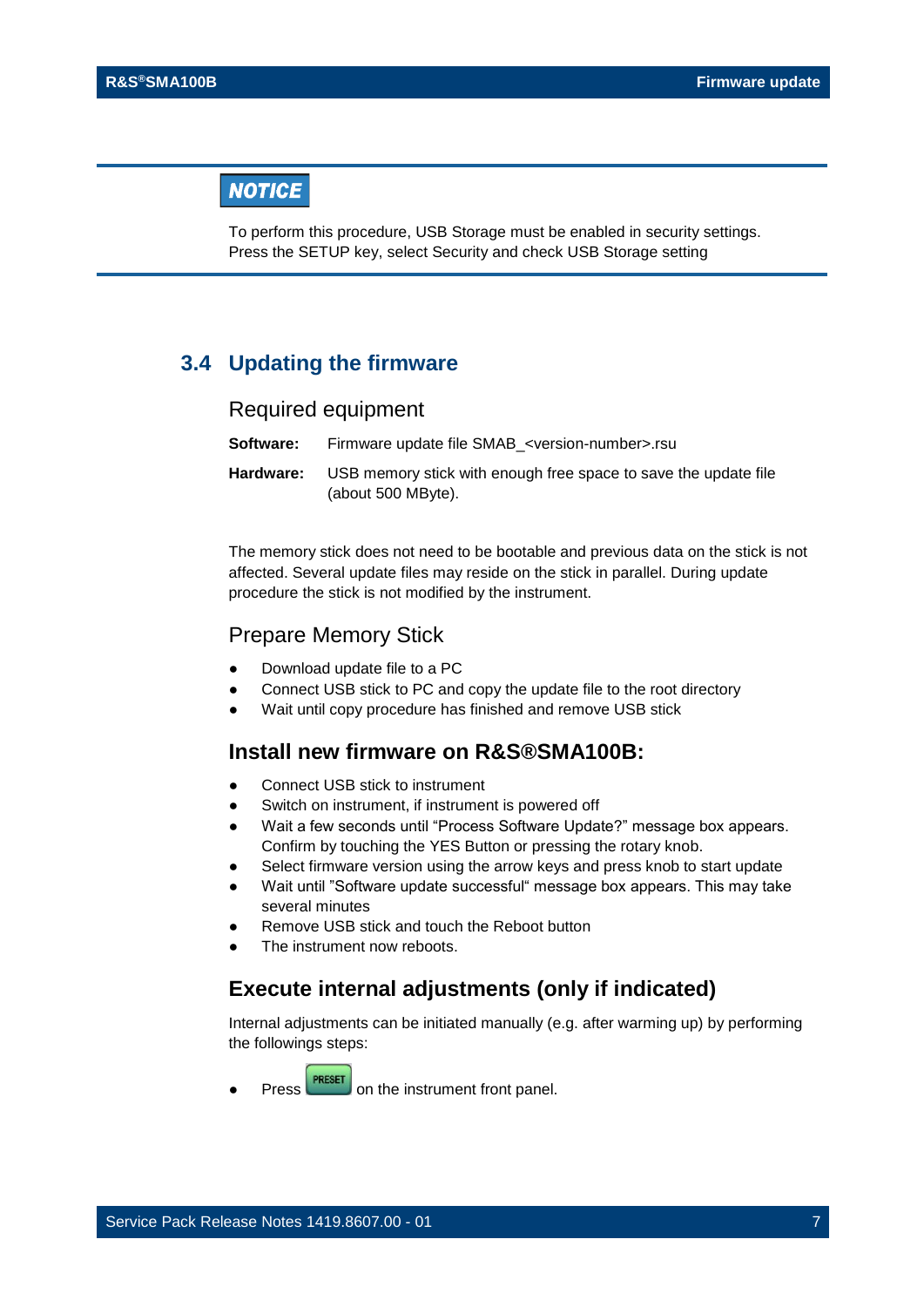**NOTICE**

To perform this procedure, USB Storage must be enabled in security settings. Press the SETUP key, select Security and check USB Storage setting

## 3.4 Updating the firmware

### Required equipment

**Software:** Firmware update file SMAB_<version-number>.rsu

**Hardware:** USB memory stick with enough free space to save the update file (about 500 MByte).

The memory stick does not need to be bootable and previous data on the stick is not affected. Several update files may reside on the stick in parallel. During update procedure the stick is not modified by the instrument.

### Prepare Memory Stick

- Download update file to a PC
- Connect USB stick to PC and copy the update file to the root directory
- Wait until copy procedure has finished and remove USB stick

### Install new firmware on R&S®SMA100B:

- Connect USB stick to instrument
- Switch on instrument, if instrument is powered off
- Wait a few seconds until "Process Software Update?" message box appears. Confirm by touching the YES Button or pressing the rotary knob.
- Select firmware version using the arrow keys and press knob to start update
- Wait until "Software update successful" message box appears. This may take several minutes
- Remove USB stick and touch the Reboot button
- The instrument now reboots.

### Execute internal adjustments (only if indicated)

Internal adjustments can be initiated manually (e.g. after warming up) by performing the followings steps:

- Press PRESET on the instrument front panel.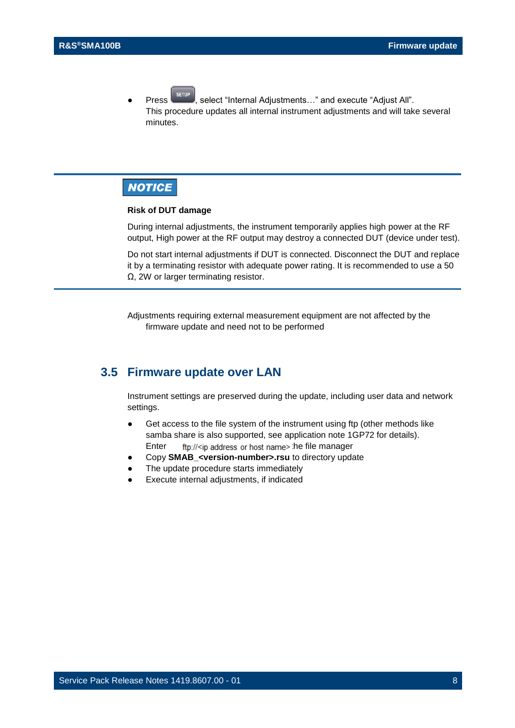- Press SETUP, select "Internal Adjustments…" and execute "Adjust All".
  This procedure updates all internal instrument adjustments and will take several minutes.

---

**NOTICE**

**Risk of DUT damage**

During internal adjustments, the instrument temporarily applies high power at the RF output, High power at the RF output may destroy a connected DUT (device under test).

Do not start internal adjustments if DUT is connected. Disconnect the DUT and replace it by a terminating resistor with adequate power rating. It is recommended to use a 50 Ω, 2W or larger terminating resistor.

---

Adjustments requiring external measurement equipment are not affected by the firmware update and need not to be performed

## 3.5 Firmware update over LAN

Instrument settings are preserved during the update, including user data and network settings.

- Get access to the file system of the instrument using ftp (other methods like samba share is also supported, see application note 1GP72 for details).
  Enter ftp://<ip address or host name> the file manager
- Copy **SMAB_<version-number>.rsu** to directory update
- The update procedure starts immediately
- Execute internal adjustments, if indicated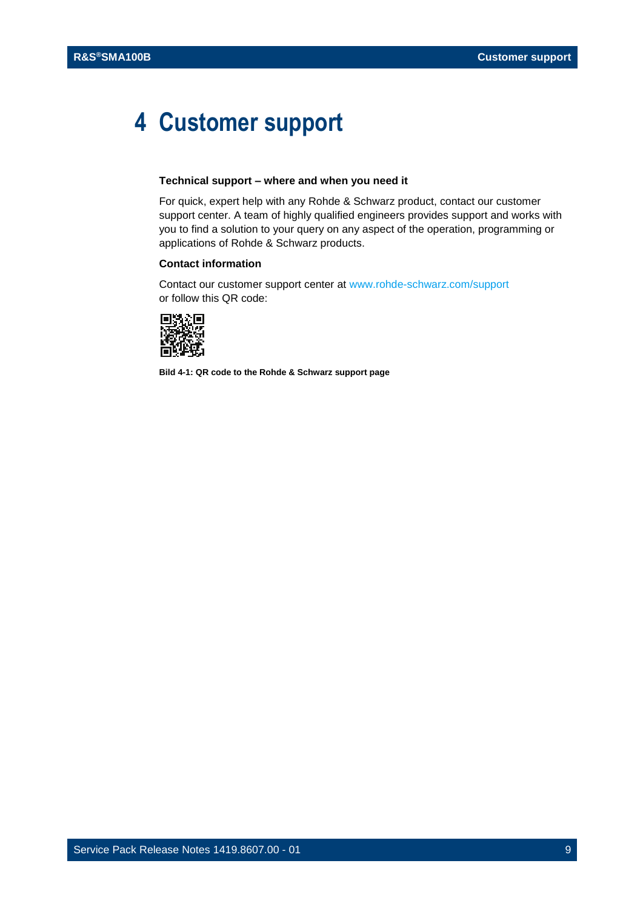# 4 Customer support

**Technical support – where and when you need it**

For quick, expert help with any Rohde & Schwarz product, contact our customer support center. A team of highly qualified engineers provides support and works with you to find a solution to your query on any aspect of the operation, programming or applications of Rohde & Schwarz products.

**Contact information**

Contact our customer support center at www.rohde-schwarz.com/support or follow this QR code:

**Bild 4-1: QR code to the Rohde & Schwarz support page**